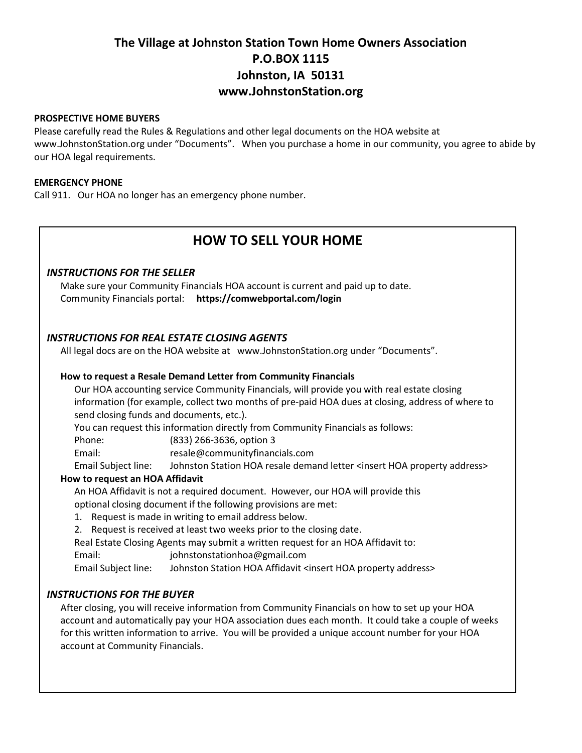# The Village at Johnston Station Town Home Owners Association
## P.O.BOX 1115
## Johnston, IA 50131
## www.JohnstonStation.org

**PROSPECTIVE HOME BUYERS**

Please carefully read the Rules & Regulations and other legal documents on the HOA website at www.JohnstonStation.org under "Documents". When you purchase a home in our community, you agree to abide by our HOA legal requirements.

**EMERGENCY PHONE**

Call 911. Our HOA no longer has an emergency phone number.

## HOW TO SELL YOUR HOME

### *INSTRUCTIONS FOR THE SELLER*

Make sure your Community Financials HOA account is current and paid up to date.
Community Financials portal: **https://comwebportal.com/login**

### *INSTRUCTIONS FOR REAL ESTATE CLOSING AGENTS*

All legal docs are on the HOA website at www.JohnstonStation.org under "Documents".

**How to request a Resale Demand Letter from Community Financials**

Our HOA accounting service Community Financials, will provide you with real estate closing information (for example, collect two months of pre-paid HOA dues at closing, address of where to send closing funds and documents, etc.).

You can request this information directly from Community Financials as follows:

Phone: (833) 266-3636, option 3
Email: resale@communityfinancials.com
Email Subject line: Johnston Station HOA resale demand letter <insert HOA property address>

**How to request an HOA Affidavit**

An HOA Affidavit is not a required document. However, our HOA will provide this optional closing document if the following provisions are met:

1. Request is made in writing to email address below.
2. Request is received at least two weeks prior to the closing date.

Real Estate Closing Agents may submit a written request for an HOA Affidavit to:

Email: johnstonstationhoa@gmail.com
Email Subject line: Johnston Station HOA Affidavit <insert HOA property address>

### *INSTRUCTIONS FOR THE BUYER*

After closing, you will receive information from Community Financials on how to set up your HOA account and automatically pay your HOA association dues each month. It could take a couple of weeks for this written information to arrive. You will be provided a unique account number for your HOA account at Community Financials.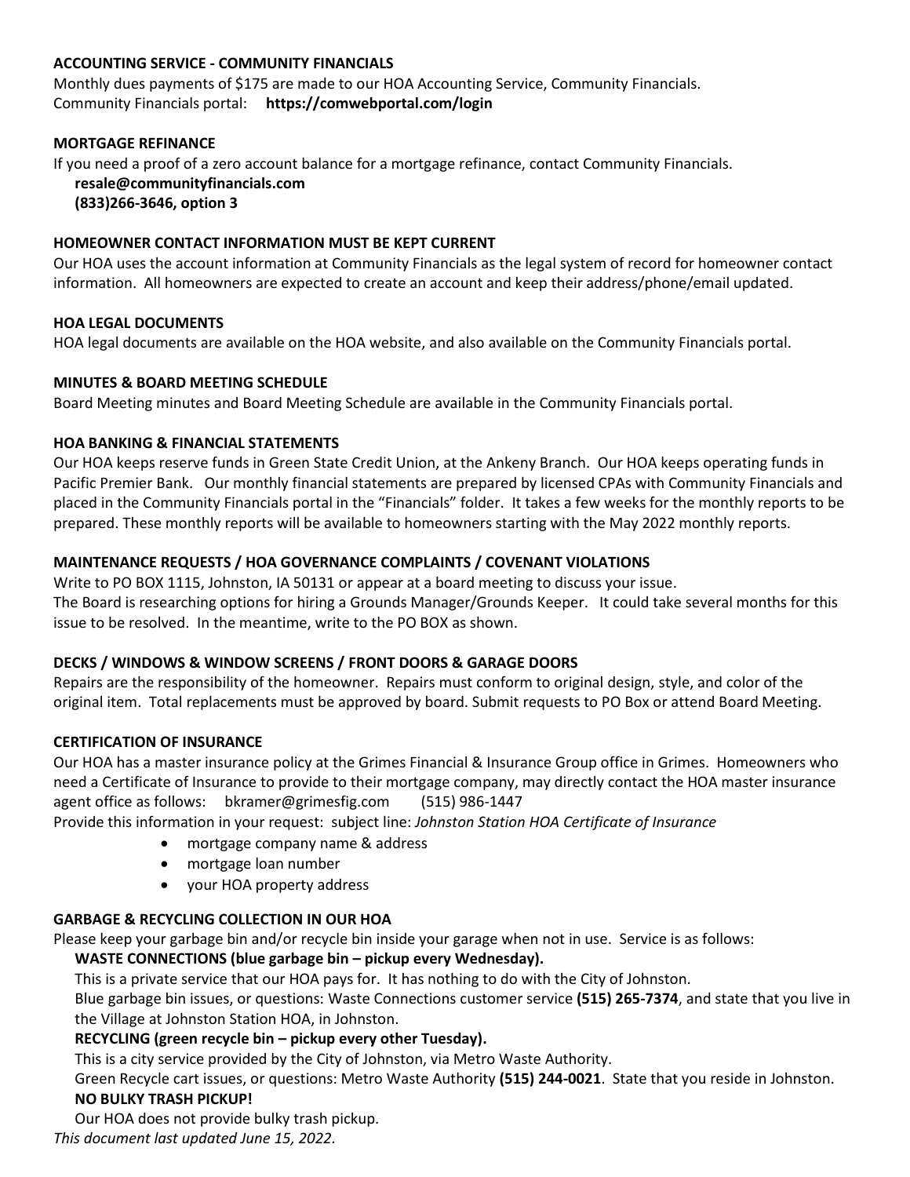**ACCOUNTING SERVICE - COMMUNITY FINANCIALS**

Monthly dues payments of $175 are made to our HOA Accounting Service, Community Financials.
Community Financials portal: **https://comwebportal.com/login**

**MORTGAGE REFINANCE**

If you need a proof of a zero account balance for a mortgage refinance, contact Community Financials.
**resale@communityfinancials.com**
**(833)266-3646, option 3**

**HOMEOWNER CONTACT INFORMATION MUST BE KEPT CURRENT**

Our HOA uses the account information at Community Financials as the legal system of record for homeowner contact information. All homeowners are expected to create an account and keep their address/phone/email updated.

**HOA LEGAL DOCUMENTS**

HOA legal documents are available on the HOA website, and also available on the Community Financials portal.

**MINUTES & BOARD MEETING SCHEDULE**

Board Meeting minutes and Board Meeting Schedule are available in the Community Financials portal.

**HOA BANKING & FINANCIAL STATEMENTS**

Our HOA keeps reserve funds in Green State Credit Union, at the Ankeny Branch. Our HOA keeps operating funds in Pacific Premier Bank. Our monthly financial statements are prepared by licensed CPAs with Community Financials and placed in the Community Financials portal in the "Financials" folder. It takes a few weeks for the monthly reports to be prepared. These monthly reports will be available to homeowners starting with the May 2022 monthly reports.

**MAINTENANCE REQUESTS / HOA GOVERNANCE COMPLAINTS / COVENANT VIOLATIONS**

Write to PO BOX 1115, Johnston, IA 50131 or appear at a board meeting to discuss your issue.
The Board is researching options for hiring a Grounds Manager/Grounds Keeper. It could take several months for this issue to be resolved. In the meantime, write to the PO BOX as shown.

**DECKS / WINDOWS & WINDOW SCREENS / FRONT DOORS & GARAGE DOORS**

Repairs are the responsibility of the homeowner. Repairs must conform to original design, style, and color of the original item. Total replacements must be approved by board. Submit requests to PO Box or attend Board Meeting.

**CERTIFICATION OF INSURANCE**

Our HOA has a master insurance policy at the Grimes Financial & Insurance Group office in Grimes. Homeowners who need a Certificate of Insurance to provide to their mortgage company, may directly contact the HOA master insurance agent office as follows: bkramer@grimesfig.com (515) 986-1447
Provide this information in your request: subject line: *Johnston Station HOA Certificate of Insurance*

- mortgage company name & address
- mortgage loan number
- your HOA property address

**GARBAGE & RECYCLING COLLECTION IN OUR HOA**

Please keep your garbage bin and/or recycle bin inside your garage when not in use. Service is as follows:

**WASTE CONNECTIONS (blue garbage bin – pickup every Wednesday).**
This is a private service that our HOA pays for. It has nothing to do with the City of Johnston.
Blue garbage bin issues, or questions: Waste Connections customer service **(515) 265-7374**, and state that you live in the Village at Johnston Station HOA, in Johnston.

**RECYCLING (green recycle bin – pickup every other Tuesday).**
This is a city service provided by the City of Johnston, via Metro Waste Authority.
Green Recycle cart issues, or questions: Metro Waste Authority **(515) 244-0021**. State that you reside in Johnston.

**NO BULKY TRASH PICKUP!**
Our HOA does not provide bulky trash pickup.

*This document last updated June 15, 2022.*